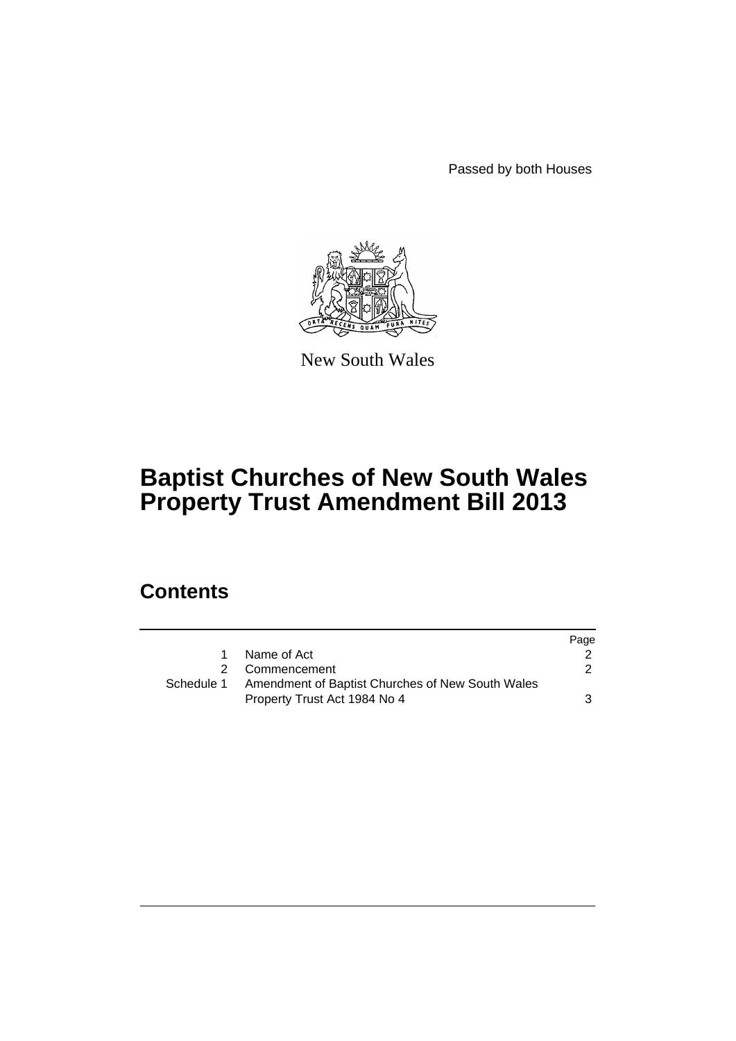Passed by both Houses

New South Wales

# Baptist Churches of New South Wales Property Trust Amendment Bill 2013

## Contents

| | | Page |
|---|---|---|
| 1 | Name of Act | 2 |
| 2 | Commencement | 2 |
| Schedule 1 | Amendment of Baptist Churches of New South Wales Property Trust Act 1984 No 4 | 3 |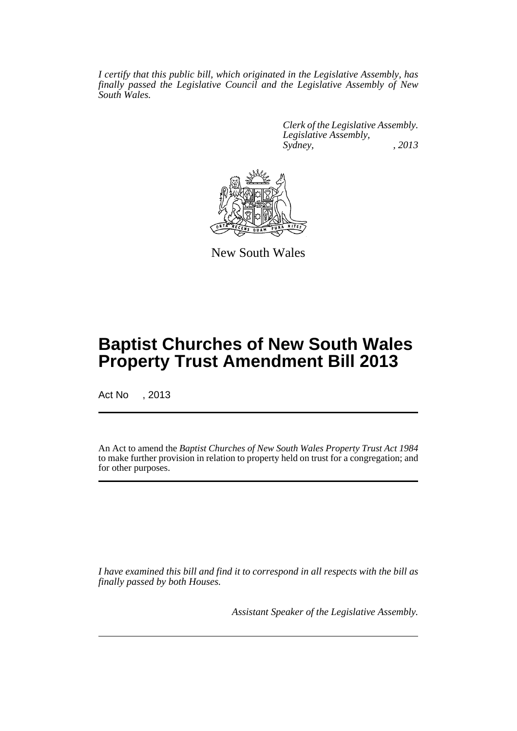*I certify that this public bill, which originated in the Legislative Assembly, has finally passed the Legislative Council and the Legislative Assembly of New South Wales.*

*Clerk of the Legislative Assembly.*
*Legislative Assembly,*
*Sydney, , 2013*

New South Wales

# Baptist Churches of New South Wales Property Trust Amendment Bill 2013

Act No , 2013

An Act to amend the *Baptist Churches of New South Wales Property Trust Act 1984* to make further provision in relation to property held on trust for a congregation; and for other purposes.

*I have examined this bill and find it to correspond in all respects with the bill as finally passed by both Houses.*

*Assistant Speaker of the Legislative Assembly.*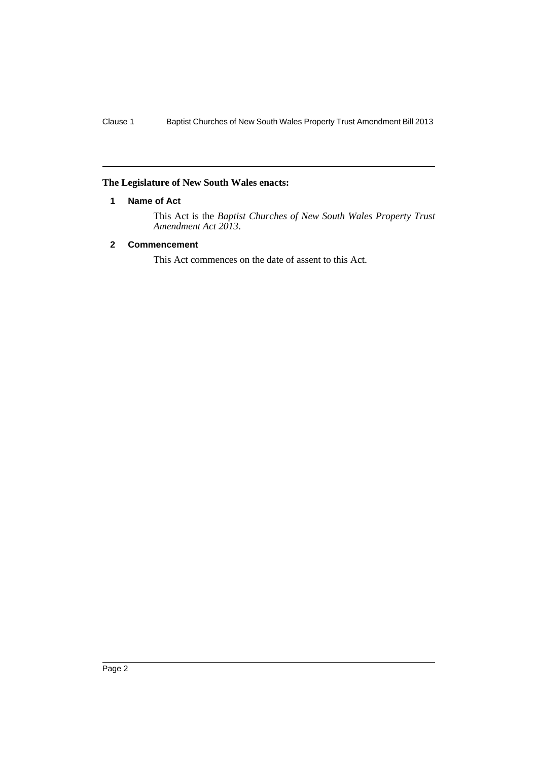**The Legislature of New South Wales enacts:**

### 1 Name of Act

This Act is the *Baptist Churches of New South Wales Property Trust Amendment Act 2013*.

### 2 Commencement

This Act commences on the date of assent to this Act.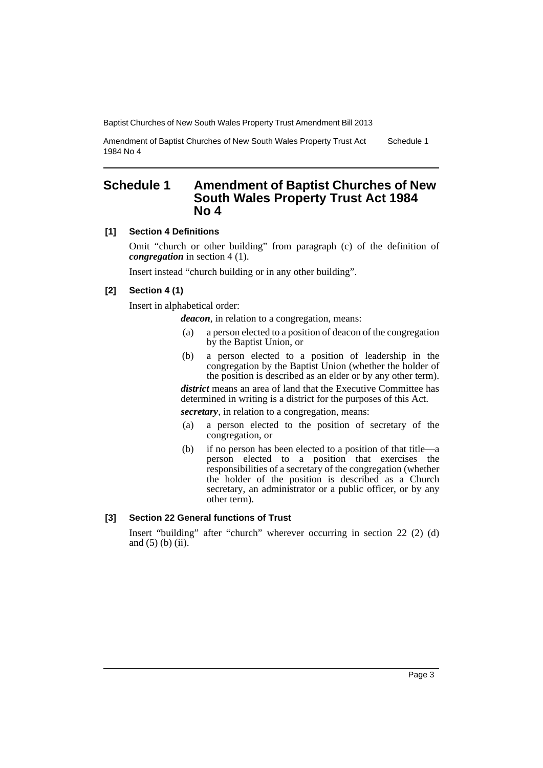# Schedule 1 Amendment of Baptist Churches of New South Wales Property Trust Act 1984 No 4

### [1] Section 4 Definitions

Omit "church or other building" from paragraph (c) of the definition of ***congregation*** in section 4 (1).

Insert instead "church building or in any other building".

### [2] Section 4 (1)

Insert in alphabetical order:

> ***deacon***, in relation to a congregation, means:
>
> (a) a person elected to a position of deacon of the congregation by the Baptist Union, or
>
> (b) a person elected to a position of leadership in the congregation by the Baptist Union (whether the holder of the position is described as an elder or by any other term).
>
> ***district*** means an area of land that the Executive Committee has determined in writing is a district for the purposes of this Act.
>
> ***secretary***, in relation to a congregation, means:
>
> (a) a person elected to the position of secretary of the congregation, or
>
> (b) if no person has been elected to a position of that title—a person elected to a position that exercises the responsibilities of a secretary of the congregation (whether the holder of the position is described as a Church secretary, an administrator or a public officer, or by any other term).

### [3] Section 22 General functions of Trust

Insert "building" after "church" wherever occurring in section 22 (2) (d) and (5) (b) (ii).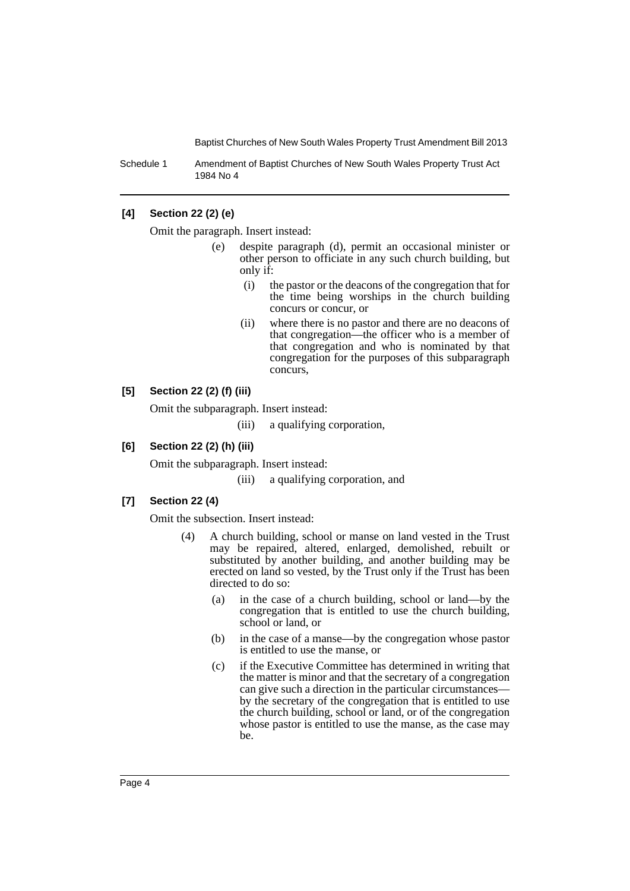**[4] Section 22 (2) (e)**

Omit the paragraph. Insert instead:

> (e) despite paragraph (d), permit an occasional minister or other person to officiate in any such church building, but only if:
>
> > (i) the pastor or the deacons of the congregation that for the time being worships in the church building concurs or concur, or
> >
> > (ii) where there is no pastor and there are no deacons of that congregation—the officer who is a member of that congregation and who is nominated by that congregation for the purposes of this subparagraph concurs,

**[5] Section 22 (2) (f) (iii)**

Omit the subparagraph. Insert instead:

> (iii) a qualifying corporation,

**[6] Section 22 (2) (h) (iii)**

Omit the subparagraph. Insert instead:

> (iii) a qualifying corporation, and

**[7] Section 22 (4)**

Omit the subsection. Insert instead:

> (4) A church building, school or manse on land vested in the Trust may be repaired, altered, enlarged, demolished, rebuilt or substituted by another building, and another building may be erected on land so vested, by the Trust only if the Trust has been directed to do so:
>
> > (a) in the case of a church building, school or land—by the congregation that is entitled to use the church building, school or land, or
> >
> > (b) in the case of a manse—by the congregation whose pastor is entitled to use the manse, or
> >
> > (c) if the Executive Committee has determined in writing that the matter is minor and that the secretary of a congregation can give such a direction in the particular circumstances—by the secretary of the congregation that is entitled to use the church building, school or land, or of the congregation whose pastor is entitled to use the manse, as the case may be.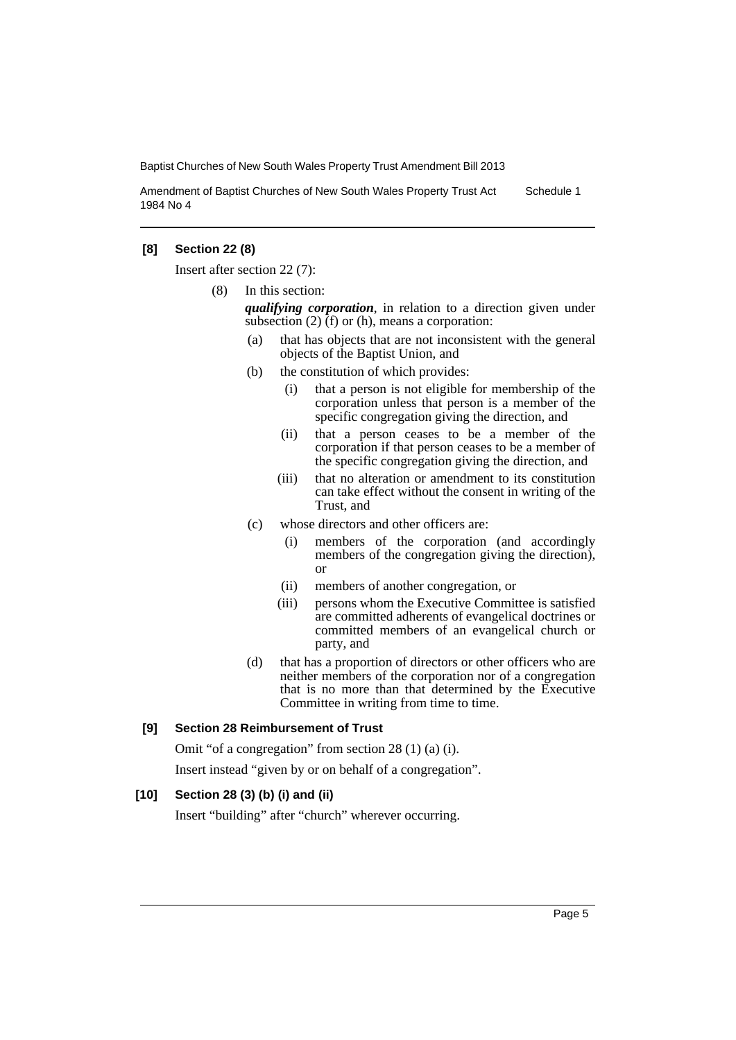**[8] Section 22 (8)**

Insert after section 22 (7):

(8) In this section:

***qualifying corporation***, in relation to a direction given under subsection (2) (f) or (h), means a corporation:

- (a) that has objects that are not inconsistent with the general objects of the Baptist Union, and
- (b) the constitution of which provides:
  - (i) that a person is not eligible for membership of the corporation unless that person is a member of the specific congregation giving the direction, and
  - (ii) that a person ceases to be a member of the corporation if that person ceases to be a member of the specific congregation giving the direction, and
  - (iii) that no alteration or amendment to its constitution can take effect without the consent in writing of the Trust, and
- (c) whose directors and other officers are:
  - (i) members of the corporation (and accordingly members of the congregation giving the direction), or
  - (ii) members of another congregation, or
  - (iii) persons whom the Executive Committee is satisfied are committed adherents of evangelical doctrines or committed members of an evangelical church or party, and
- (d) that has a proportion of directors or other officers who are neither members of the corporation nor of a congregation that is no more than that determined by the Executive Committee in writing from time to time.

**[9] Section 28 Reimbursement of Trust**

Omit "of a congregation" from section 28 (1) (a) (i).

Insert instead "given by or on behalf of a congregation".

**[10] Section 28 (3) (b) (i) and (ii)**

Insert "building" after "church" wherever occurring.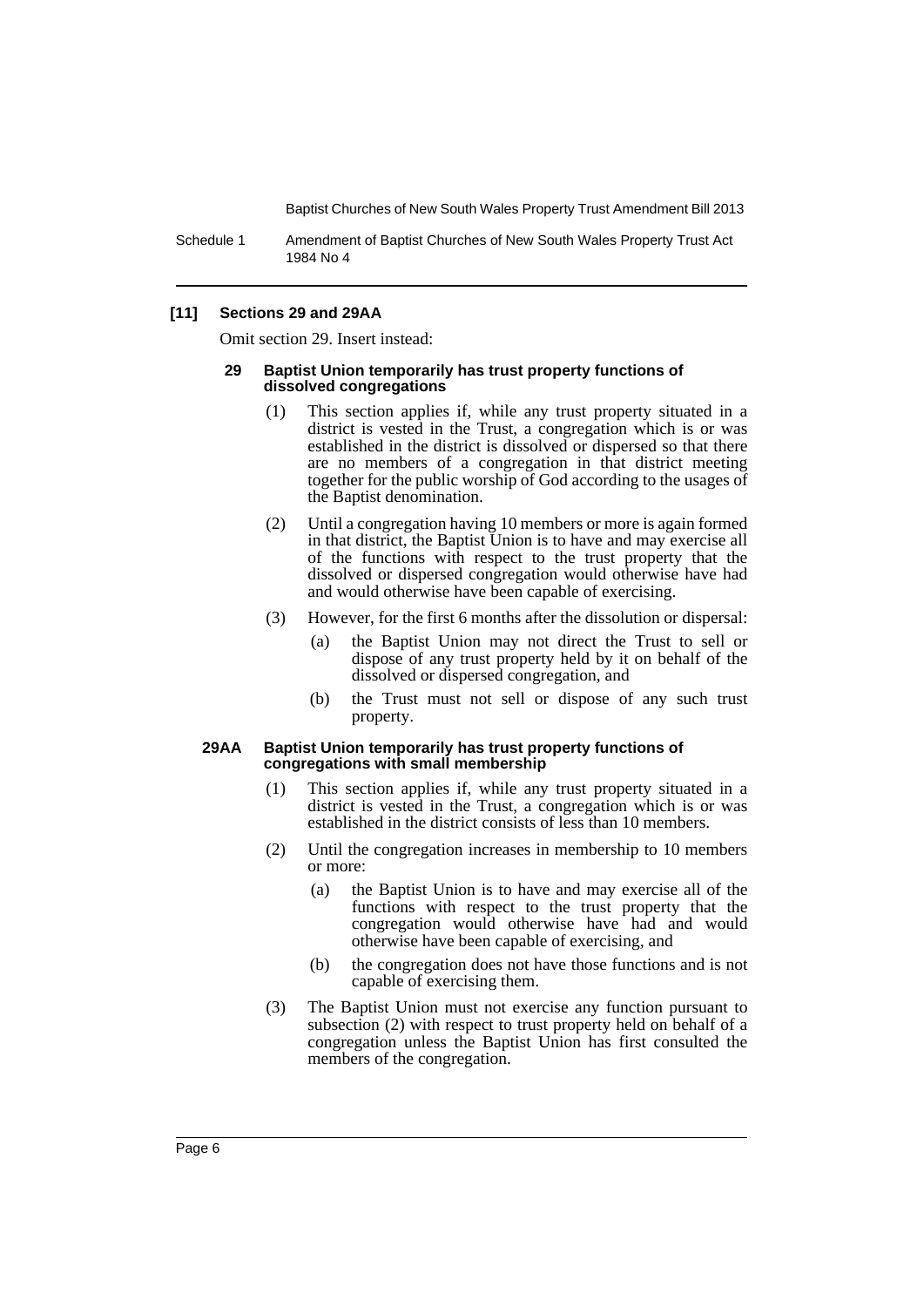**[11] Sections 29 and 29AA**

Omit section 29. Insert instead:

**29 Baptist Union temporarily has trust property functions of dissolved congregations**

(1) This section applies if, while any trust property situated in a district is vested in the Trust, a congregation which is or was established in the district is dissolved or dispersed so that there are no members of a congregation in that district meeting together for the public worship of God according to the usages of the Baptist denomination.

(2) Until a congregation having 10 members or more is again formed in that district, the Baptist Union is to have and may exercise all of the functions with respect to the trust property that the dissolved or dispersed congregation would otherwise have had and would otherwise have been capable of exercising.

(3) However, for the first 6 months after the dissolution or dispersal:

- (a) the Baptist Union may not direct the Trust to sell or dispose of any trust property held by it on behalf of the dissolved or dispersed congregation, and
- (b) the Trust must not sell or dispose of any such trust property.

**29AA Baptist Union temporarily has trust property functions of congregations with small membership**

(1) This section applies if, while any trust property situated in a district is vested in the Trust, a congregation which is or was established in the district consists of less than 10 members.

(2) Until the congregation increases in membership to 10 members or more:

- (a) the Baptist Union is to have and may exercise all of the functions with respect to the trust property that the congregation would otherwise have had and would otherwise have been capable of exercising, and
- (b) the congregation does not have those functions and is not capable of exercising them.

(3) The Baptist Union must not exercise any function pursuant to subsection (2) with respect to trust property held on behalf of a congregation unless the Baptist Union has first consulted the members of the congregation.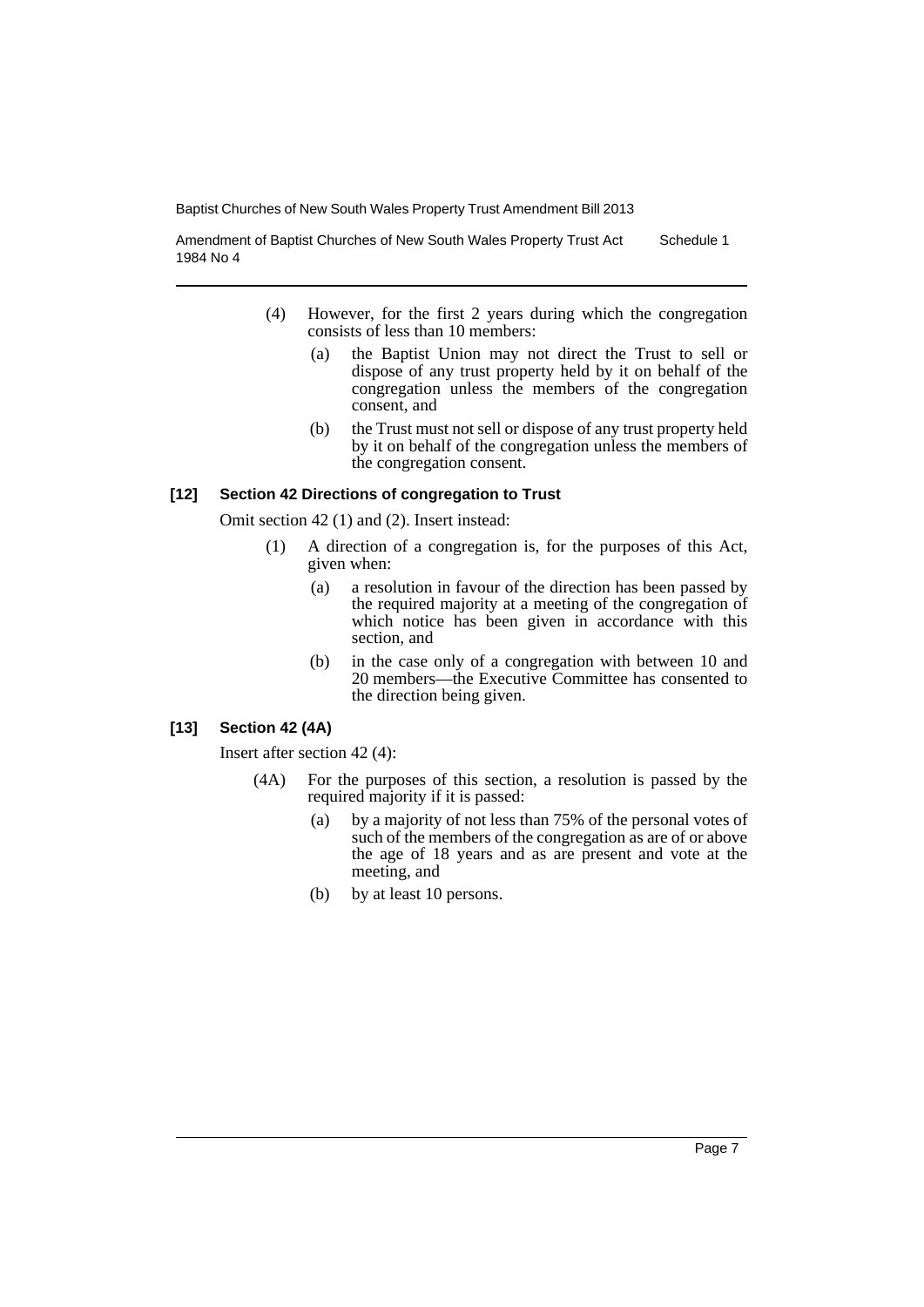(4) However, for the first 2 years during which the congregation consists of less than 10 members:

(a) the Baptist Union may not direct the Trust to sell or dispose of any trust property held by it on behalf of the congregation unless the members of the congregation consent, and

(b) the Trust must not sell or dispose of any trust property held by it on behalf of the congregation unless the members of the congregation consent.

### [12] Section 42 Directions of congregation to Trust

Omit section 42 (1) and (2). Insert instead:

(1) A direction of a congregation is, for the purposes of this Act, given when:

(a) a resolution in favour of the direction has been passed by the required majority at a meeting of the congregation of which notice has been given in accordance with this section, and

(b) in the case only of a congregation with between 10 and 20 members—the Executive Committee has consented to the direction being given.

### [13] Section 42 (4A)

Insert after section 42 (4):

(4A) For the purposes of this section, a resolution is passed by the required majority if it is passed:

(a) by a majority of not less than 75% of the personal votes of such of the members of the congregation as are of or above the age of 18 years and as are present and vote at the meeting, and

(b) by at least 10 persons.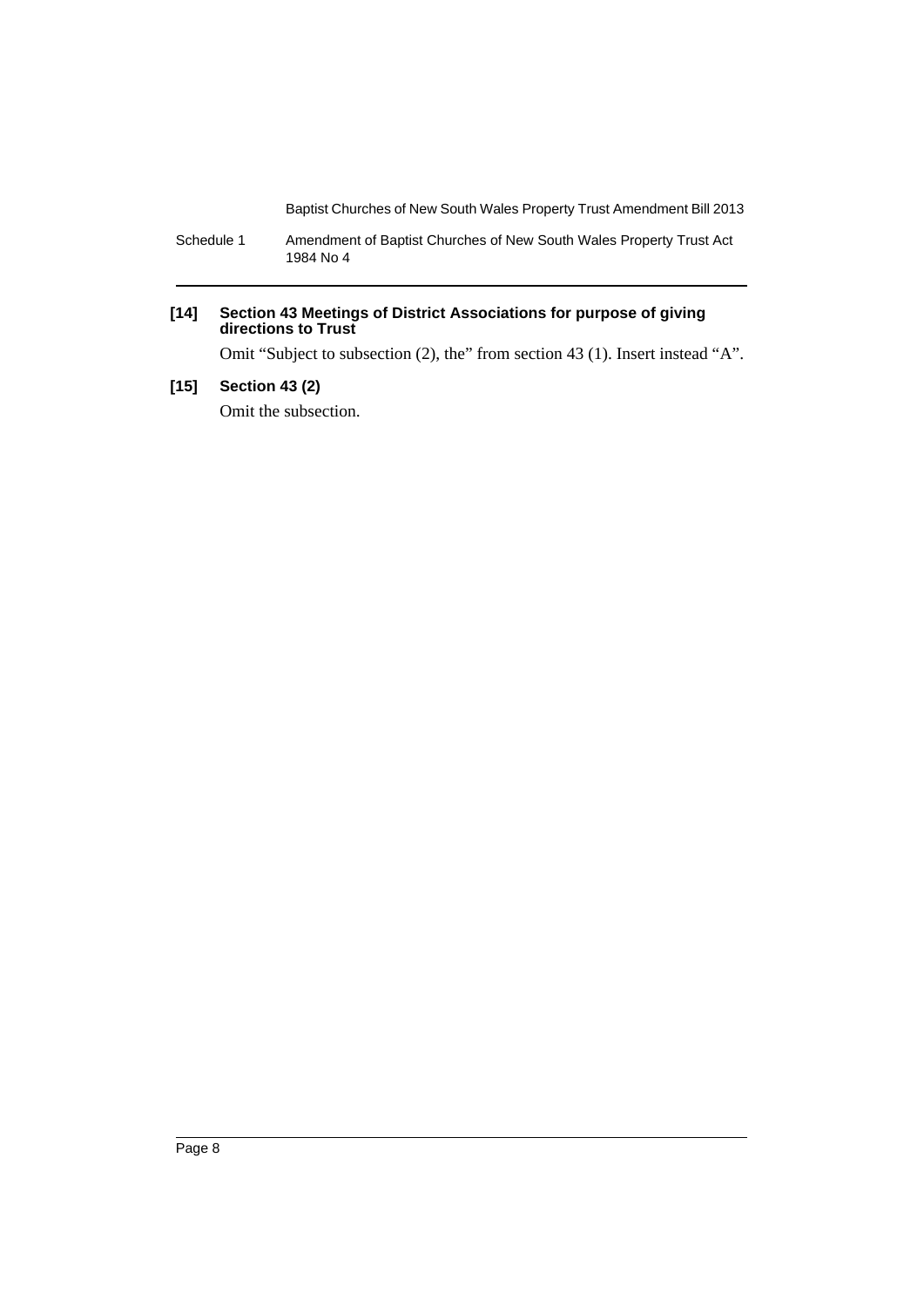**[14] Section 43 Meetings of District Associations for purpose of giving directions to Trust**

Omit "Subject to subsection (2), the" from section 43 (1). Insert instead "A".

**[15] Section 43 (2)**

Omit the subsection.